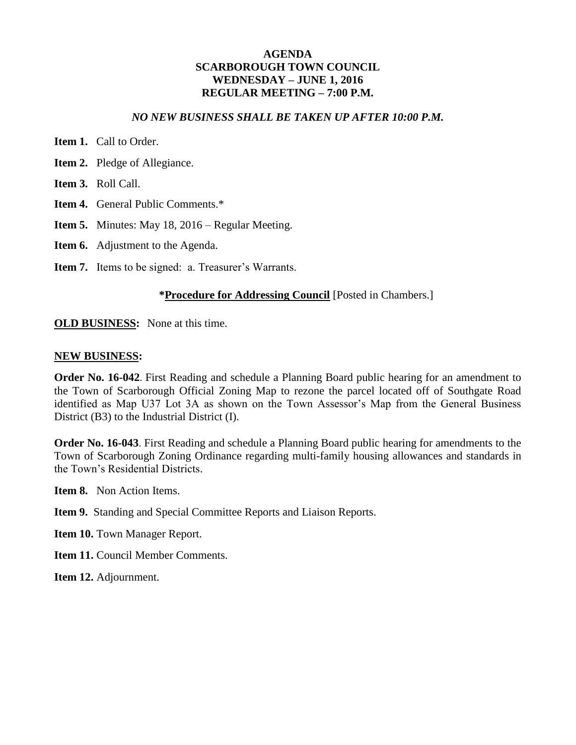# AGENDA
# SCARBOROUGH TOWN COUNCIL
# WEDNESDAY – JUNE 1, 2016
# REGULAR MEETING – 7:00 P.M.

*NO NEW BUSINESS SHALL BE TAKEN UP AFTER 10:00 P.M.*

**Item 1.** Call to Order.

**Item 2.** Pledge of Allegiance.

**Item 3.** Roll Call.

**Item 4.** General Public Comments.*

**Item 5.** Minutes: May 18, 2016 – Regular Meeting.

**Item 6.** Adjustment to the Agenda.

**Item 7.** Items to be signed: a. Treasurer's Warrants.

***Procedure for Addressing Council** [Posted in Chambers.]

**OLD BUSINESS:** None at this time.

**NEW BUSINESS:**

**Order No. 16-042**. First Reading and schedule a Planning Board public hearing for an amendment to the Town of Scarborough Official Zoning Map to rezone the parcel located off of Southgate Road identified as Map U37 Lot 3A as shown on the Town Assessor's Map from the General Business District (B3) to the Industrial District (I).

**Order No. 16-043**. First Reading and schedule a Planning Board public hearing for amendments to the Town of Scarborough Zoning Ordinance regarding multi-family housing allowances and standards in the Town's Residential Districts.

**Item 8.** Non Action Items.

**Item 9.** Standing and Special Committee Reports and Liaison Reports.

**Item 10.** Town Manager Report.

**Item 11.** Council Member Comments.

**Item 12.** Adjournment.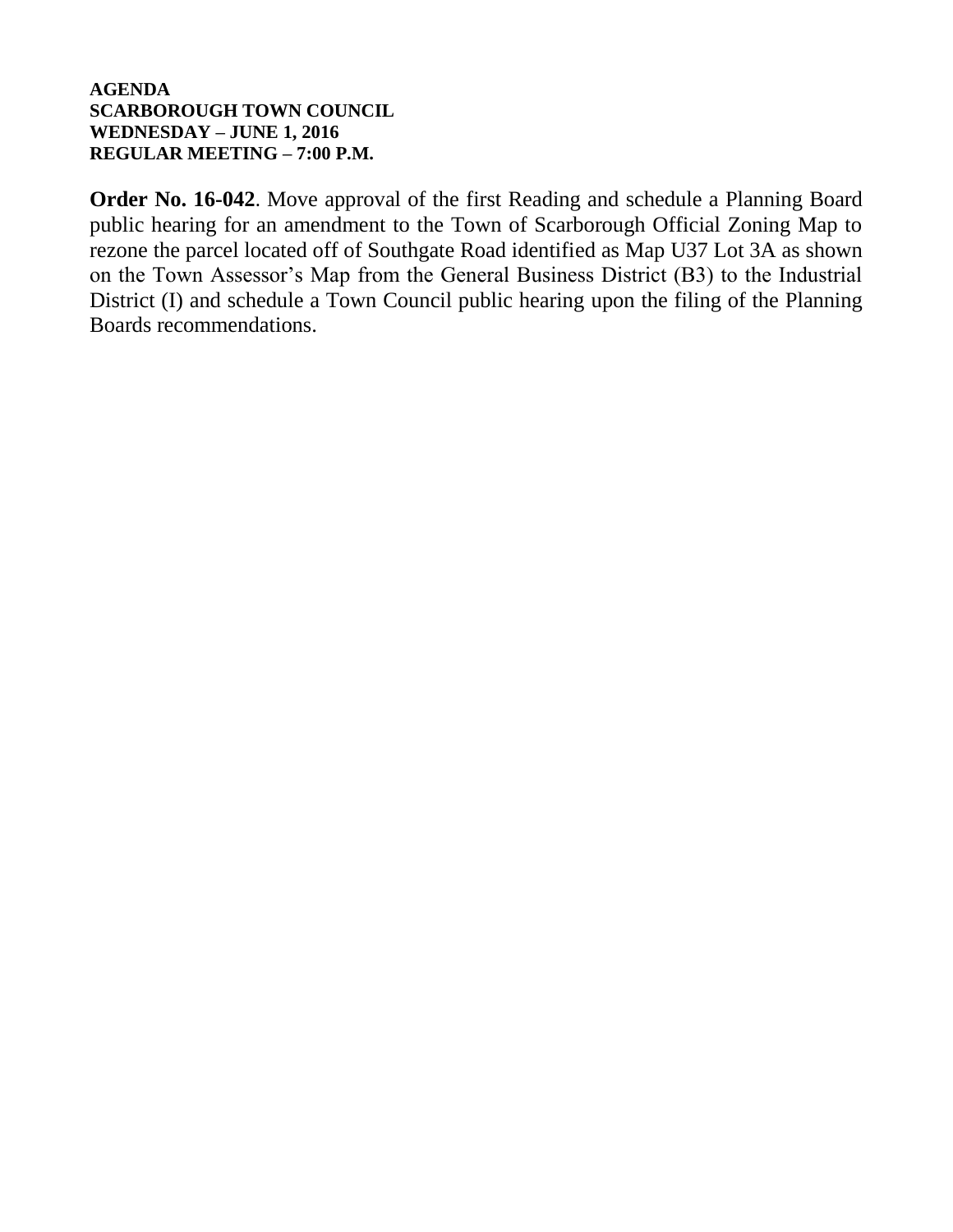**AGENDA**
**SCARBOROUGH TOWN COUNCIL**
**WEDNESDAY – JUNE 1, 2016**
**REGULAR MEETING – 7:00 P.M.**

**Order No. 16-042**. Move approval of the first Reading and schedule a Planning Board public hearing for an amendment to the Town of Scarborough Official Zoning Map to rezone the parcel located off of Southgate Road identified as Map U37 Lot 3A as shown on the Town Assessor's Map from the General Business District (B3) to the Industrial District (I) and schedule a Town Council public hearing upon the filing of the Planning Boards recommendations.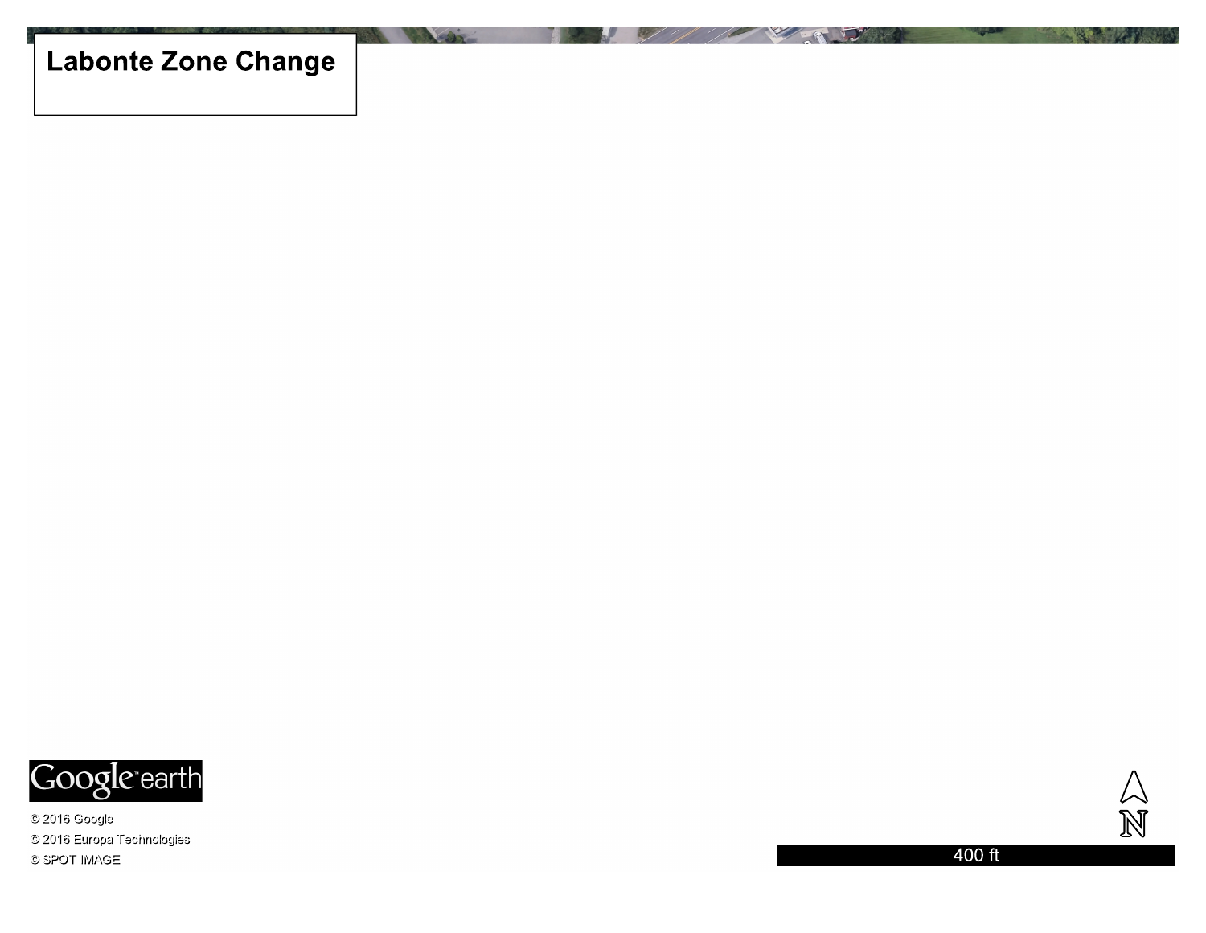# Labonte Zone Change

© 2016 Google

© 2016 Europa Technologies

© SPOT IMAGE

400 ft

N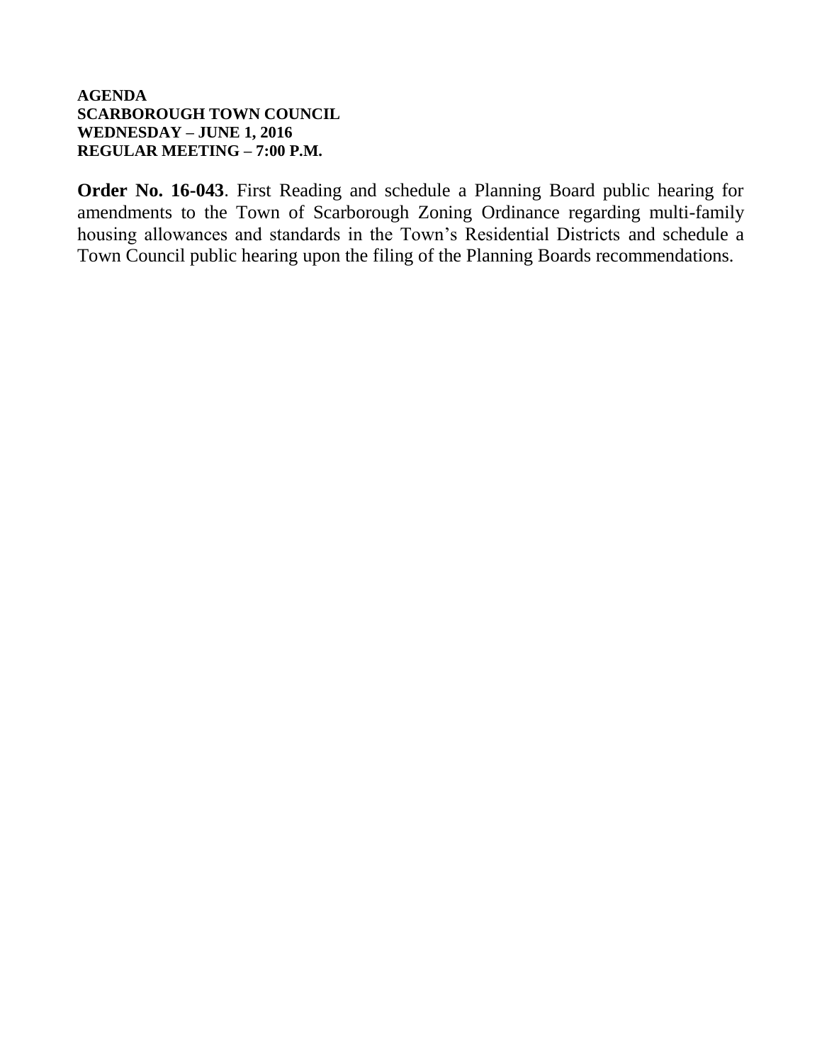**AGENDA**
**SCARBOROUGH TOWN COUNCIL**
**WEDNESDAY – JUNE 1, 2016**
**REGULAR MEETING – 7:00 P.M.**

**Order No. 16-043**. First Reading and schedule a Planning Board public hearing for amendments to the Town of Scarborough Zoning Ordinance regarding multi-family housing allowances and standards in the Town's Residential Districts and schedule a Town Council public hearing upon the filing of the Planning Boards recommendations.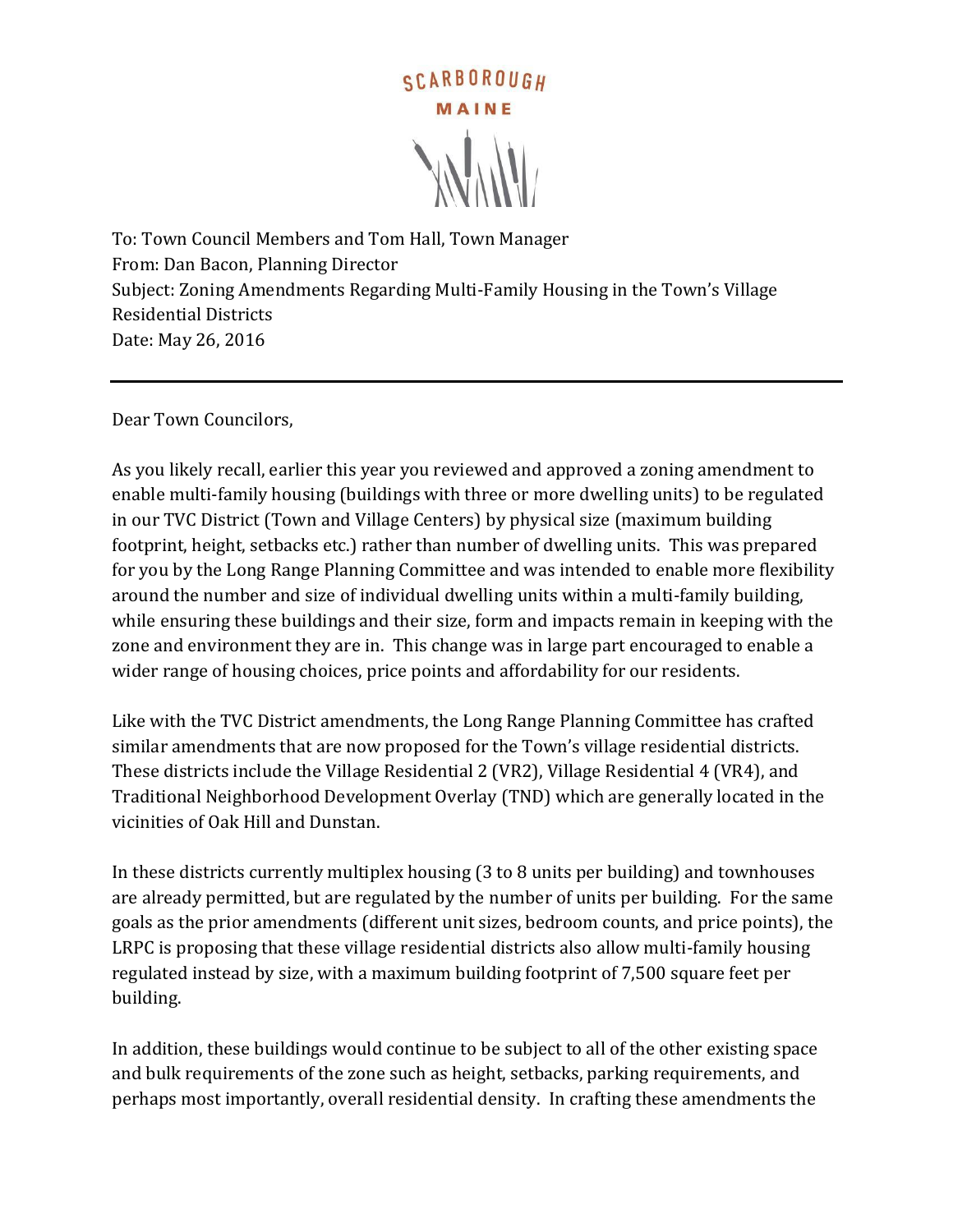SCARBOROUGH

MAINE

To: Town Council Members and Tom Hall, Town Manager
From: Dan Bacon, Planning Director
Subject: Zoning Amendments Regarding Multi-Family Housing in the Town's Village Residential Districts
Date: May 26, 2016

---

Dear Town Councilors,

As you likely recall, earlier this year you reviewed and approved a zoning amendment to enable multi-family housing (buildings with three or more dwelling units) to be regulated in our TVC District (Town and Village Centers) by physical size (maximum building footprint, height, setbacks etc.) rather than number of dwelling units. This was prepared for you by the Long Range Planning Committee and was intended to enable more flexibility around the number and size of individual dwelling units within a multi-family building, while ensuring these buildings and their size, form and impacts remain in keeping with the zone and environment they are in. This change was in large part encouraged to enable a wider range of housing choices, price points and affordability for our residents.

Like with the TVC District amendments, the Long Range Planning Committee has crafted similar amendments that are now proposed for the Town's village residential districts. These districts include the Village Residential 2 (VR2), Village Residential 4 (VR4), and Traditional Neighborhood Development Overlay (TND) which are generally located in the vicinities of Oak Hill and Dunstan.

In these districts currently multiplex housing (3 to 8 units per building) and townhouses are already permitted, but are regulated by the number of units per building. For the same goals as the prior amendments (different unit sizes, bedroom counts, and price points), the LRPC is proposing that these village residential districts also allow multi-family housing regulated instead by size, with a maximum building footprint of 7,500 square feet per building.

In addition, these buildings would continue to be subject to all of the other existing space and bulk requirements of the zone such as height, setbacks, parking requirements, and perhaps most importantly, overall residential density. In crafting these amendments the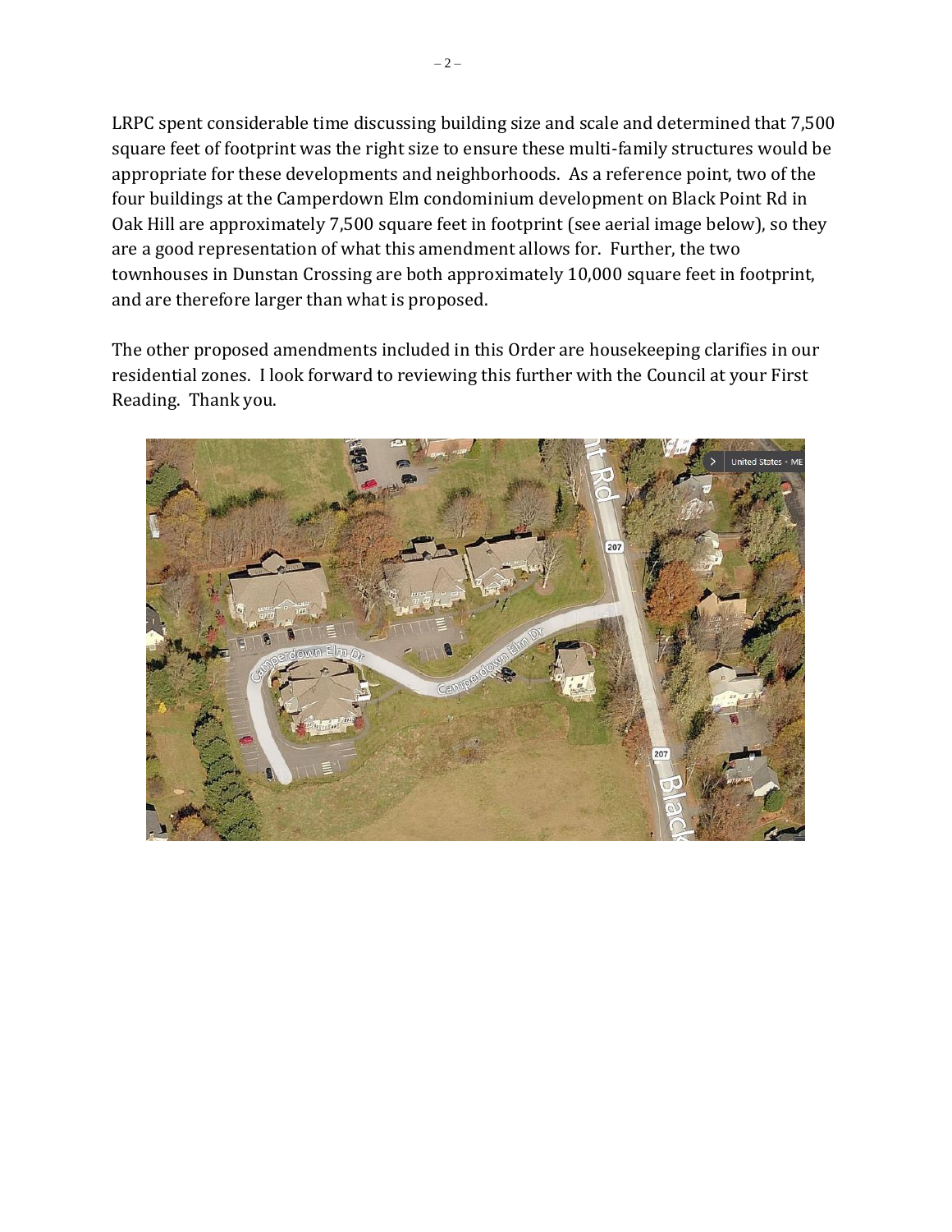LRPC spent considerable time discussing building size and scale and determined that 7,500 square feet of footprint was the right size to ensure these multi-family structures would be appropriate for these developments and neighborhoods. As a reference point, two of the four buildings at the Camperdown Elm condominium development on Black Point Rd in Oak Hill are approximately 7,500 square feet in footprint (see aerial image below), so they are a good representation of what this amendment allows for. Further, the two townhouses in Dunstan Crossing are both approximately 10,000 square feet in footprint, and are therefore larger than what is proposed.

The other proposed amendments included in this Order are housekeeping clarifies in our residential zones. I look forward to reviewing this further with the Council at your First Reading. Thank you.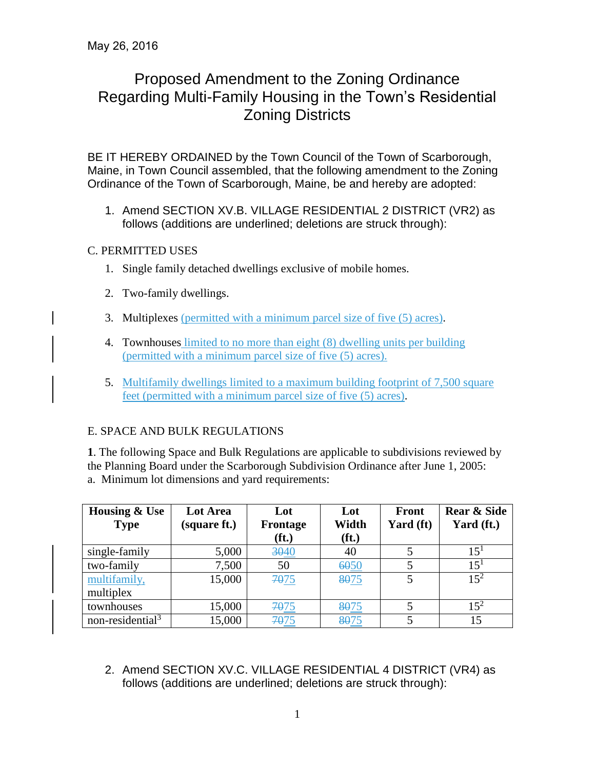May 26, 2016

# Proposed Amendment to the Zoning Ordinance Regarding Multi-Family Housing in the Town's Residential Zoning Districts

BE IT HEREBY ORDAINED by the Town Council of the Town of Scarborough, Maine, in Town Council assembled, that the following amendment to the Zoning Ordinance of the Town of Scarborough, Maine, be and hereby are adopted:

1. Amend SECTION XV.B. VILLAGE RESIDENTIAL 2 DISTRICT (VR2) as follows (additions are underlined; deletions are struck through):

C. PERMITTED USES

1. Single family detached dwellings exclusive of mobile homes.
2. Two-family dwellings.
3. Multiplexes <u>(permitted with a minimum parcel size of five (5) acres)</u>.
4. Townhouses <u>limited to no more than eight (8) dwelling units per building (permitted with a minimum parcel size of five (5) acres).</u>
5. <u>Multifamily dwellings limited to a maximum building footprint of 7,500 square feet (permitted with a minimum parcel size of five (5) acres)</u>.

E. SPACE AND BULK REGULATIONS

**1**. The following Space and Bulk Regulations are applicable to subdivisions reviewed by the Planning Board under the Scarborough Subdivision Ordinance after June 1, 2005:
a. Minimum lot dimensions and yard requirements:

| Housing & Use Type | Lot Area (square ft.) | Lot Frontage (ft.) | Lot Width (ft.) | Front Yard (ft) | Rear & Side Yard (ft.) |
|---|---|---|---|---|---|
| single-family | 5,000 | ~~30~~<u>40</u> | 40 | 5 | 15[1] |
| two-family | 7,500 | 50 | ~~60~~<u>50</u> | 5 | 15[1] |
| <u>multifamily,</u> multiplex | 15,000 | ~~70~~<u>75</u> | ~~80~~<u>75</u> | 5 | 15[2] |
| townhouses | 15,000 | ~~70~~<u>75</u> | ~~80~~<u>75</u> | 5 | 15[2] |
| non-residential[3] | 15,000 | ~~70~~<u>75</u> | ~~80~~<u>75</u> | 5 | 15 |

2. Amend SECTION XV.C. VILLAGE RESIDENTIAL 4 DISTRICT (VR4) as follows (additions are underlined; deletions are struck through):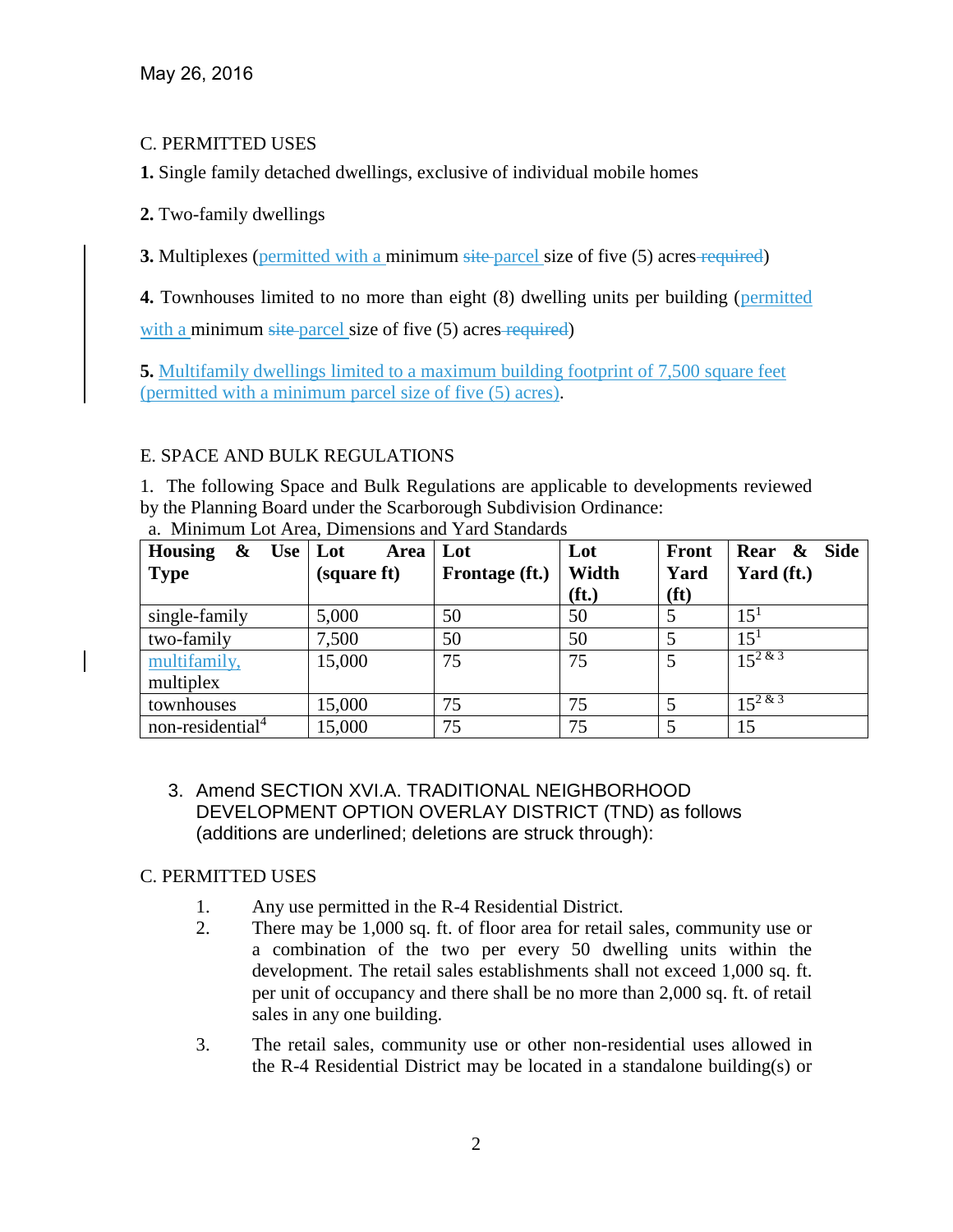May 26, 2016

C. PERMITTED USES

**1.** Single family detached dwellings, exclusive of individual mobile homes

**2.** Two-family dwellings

**3.** Multiplexes (permitted with a minimum ~~site~~ parcel size of five (5) acres ~~required~~)

**4.** Townhouses limited to no more than eight (8) dwelling units per building (permitted with a minimum ~~site~~ parcel size of five (5) acres ~~required~~)

**5.** Multifamily dwellings limited to a maximum building footprint of 7,500 square feet (permitted with a minimum parcel size of five (5) acres).

E. SPACE AND BULK REGULATIONS

1. The following Space and Bulk Regulations are applicable to developments reviewed by the Planning Board under the Scarborough Subdivision Ordinance:

a. Minimum Lot Area, Dimensions and Yard Standards

| Housing & Use Type | Lot Area (square ft) | Lot Frontage (ft.) | Lot Width (ft.) | Front Yard (ft) | Rear & Side Yard (ft.) |
|---|---|---|---|---|---|
| single-family | 5,000 | 50 | 50 | 5 | 15[1] |
| two-family | 7,500 | 50 | 50 | 5 | 15[1] |
| multifamily, multiplex | 15,000 | 75 | 75 | 5 | 15[2 & 3] |
| townhouses | 15,000 | 75 | 75 | 5 | 15[2 & 3] |
| non-residential[4] | 15,000 | 75 | 75 | 5 | 15 |

3. Amend SECTION XVI.A. TRADITIONAL NEIGHBORHOOD DEVELOPMENT OPTION OVERLAY DISTRICT (TND) as follows (additions are underlined; deletions are struck through):

C. PERMITTED USES

1. Any use permitted in the R-4 Residential District.
2. There may be 1,000 sq. ft. of floor area for retail sales, community use or a combination of the two per every 50 dwelling units within the development. The retail sales establishments shall not exceed 1,000 sq. ft. per unit of occupancy and there shall be no more than 2,000 sq. ft. of retail sales in any one building.
3. The retail sales, community use or other non-residential uses allowed in the R-4 Residential District may be located in a standalone building(s) or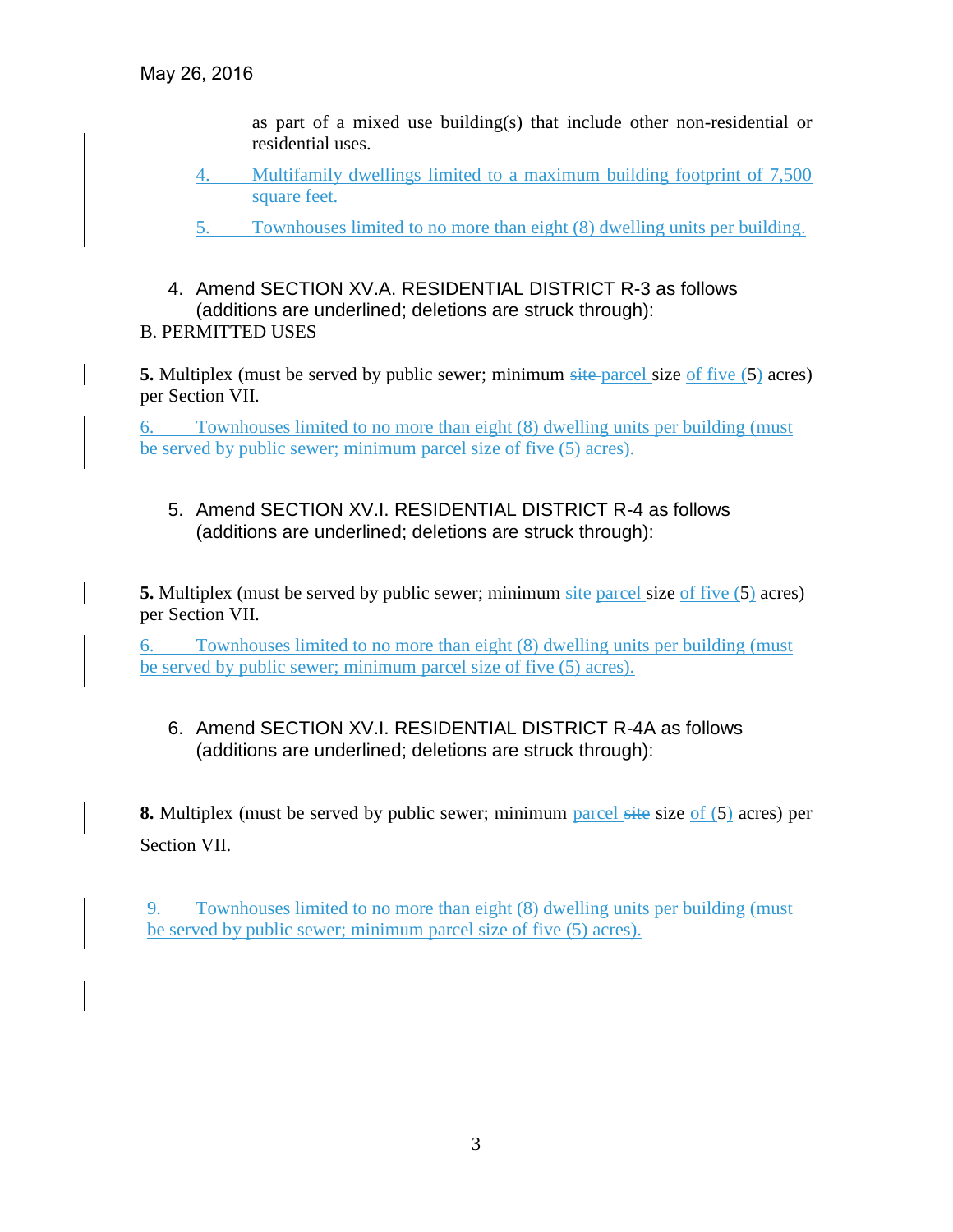as part of a mixed use building(s) that include other non-residential or residential uses.

4. Multifamily dwellings limited to a maximum building footprint of 7,500 square feet.

5. Townhouses limited to no more than eight (8) dwelling units per building.

4. Amend SECTION XV.A. RESIDENTIAL DISTRICT R-3 as follows (additions are underlined; deletions are struck through):

B. PERMITTED USES

**5.** Multiplex (must be served by public sewer; minimum ~~site~~ parcel size of five (5) acres) per Section VII.

6. Townhouses limited to no more than eight (8) dwelling units per building (must be served by public sewer; minimum parcel size of five (5) acres).

5. Amend SECTION XV.I. RESIDENTIAL DISTRICT R-4 as follows (additions are underlined; deletions are struck through):

**5.** Multiplex (must be served by public sewer; minimum ~~site~~ parcel size of five (5) acres) per Section VII.

6. Townhouses limited to no more than eight (8) dwelling units per building (must be served by public sewer; minimum parcel size of five (5) acres).

6. Amend SECTION XV.I. RESIDENTIAL DISTRICT R-4A as follows (additions are underlined; deletions are struck through):

**8.** Multiplex (must be served by public sewer; minimum parcel ~~site~~ size of (5) acres) per Section VII.

9. Townhouses limited to no more than eight (8) dwelling units per building (must be served by public sewer; minimum parcel size of five (5) acres).